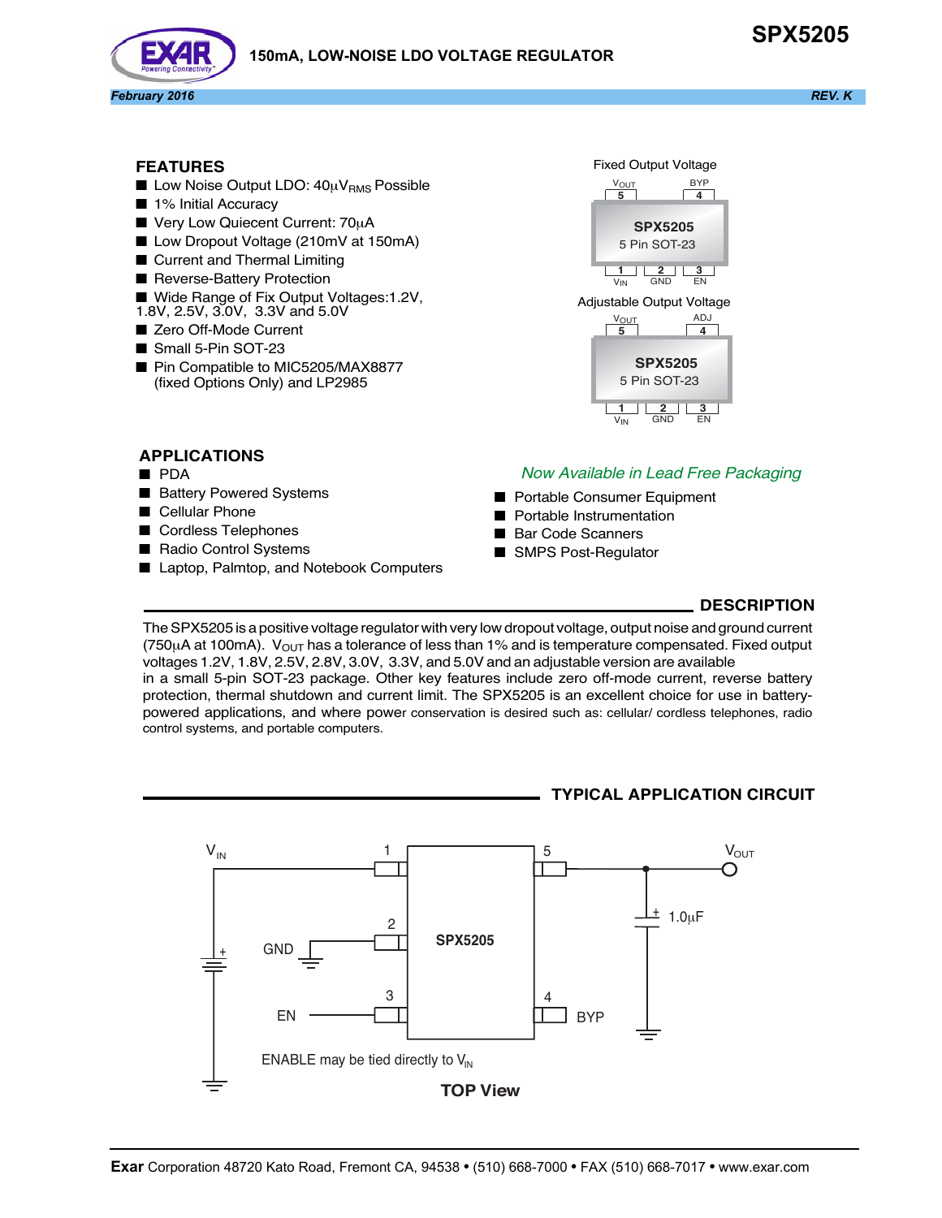# SPX5205

## 150mA, LOW-NOISE LDO VOLTAGE REGULATOR

*February 2016* *REV. K*

## FEATURES

- Low Noise Output LDO: 40µ$V_{RMS}$ Possible
- 1% Initial Accuracy
- Very Low Quiecent Current: 70µA
- Low Dropout Voltage (210mV at 150mA)
- Current and Thermal Limiting
- Reverse-Battery Protection
- Wide Range of Fix Output Voltages:1.2V, 1.8V, 2.5V, 3.0V, 3.3V and 5.0V
- Zero Off-Mode Current
- Small 5-Pin SOT-23
- Pin Compatible to MIC5205/MAX8877 (fixed Options Only) and LP2985

Fixed Output Voltage

SPX5205 5 Pin SOT-23: 1 $V_{IN}$, 2 GND, 3 EN, 4 BYP, 5 $V_{OUT}$

Adjustable Output Voltage

SPX5205 5 Pin SOT-23: 1 $V_{IN}$, 2 GND, 3 EN, 4 ADJ, 5 $V_{OUT}$

## APPLICATIONS

- PDA
- Battery Powered Systems
- Cellular Phone
- Cordless Telephones
- Radio Control Systems
- Laptop, Palmtop, and Notebook Computers
- Portable Consumer Equipment
- Portable Instrumentation
- Bar Code Scanners
- SMPS Post-Regulator

*Now Available in Lead Free Packaging*

## DESCRIPTION

The SPX5205 is a positive voltage regulator with very low dropout voltage, output noise and ground current (750µA at 100mA). $V_{OUT}$ has a tolerance of less than 1% and is temperature compensated. Fixed output voltages 1.2V, 1.8V, 2.5V, 2.8V, 3.0V, 3.3V, and 5.0V and an adjustable version are available in a small 5-pin SOT-23 package. Other key features include zero off-mode current, reverse battery protection, thermal shutdown and current limit. The SPX5205 is an excellent choice for use in battery-powered applications, and where power conservation is desired such as: cellular/ cordless telephones, radio control systems, and portable computers.

## TYPICAL APPLICATION CIRCUIT

SPX5205: Pin 1 $V_{IN}$, Pin 2 GND, Pin 3 EN, Pin 4 BYP, Pin 5 $V_{OUT}$ (1.0µF output capacitor)

ENABLE may be tied directly to $V_{IN}$

**TOP View**

**Exar** Corporation 48720 Kato Road, Fremont CA, 94538 • (510) 668-7000 • FAX (510) 668-7017 • www.exar.com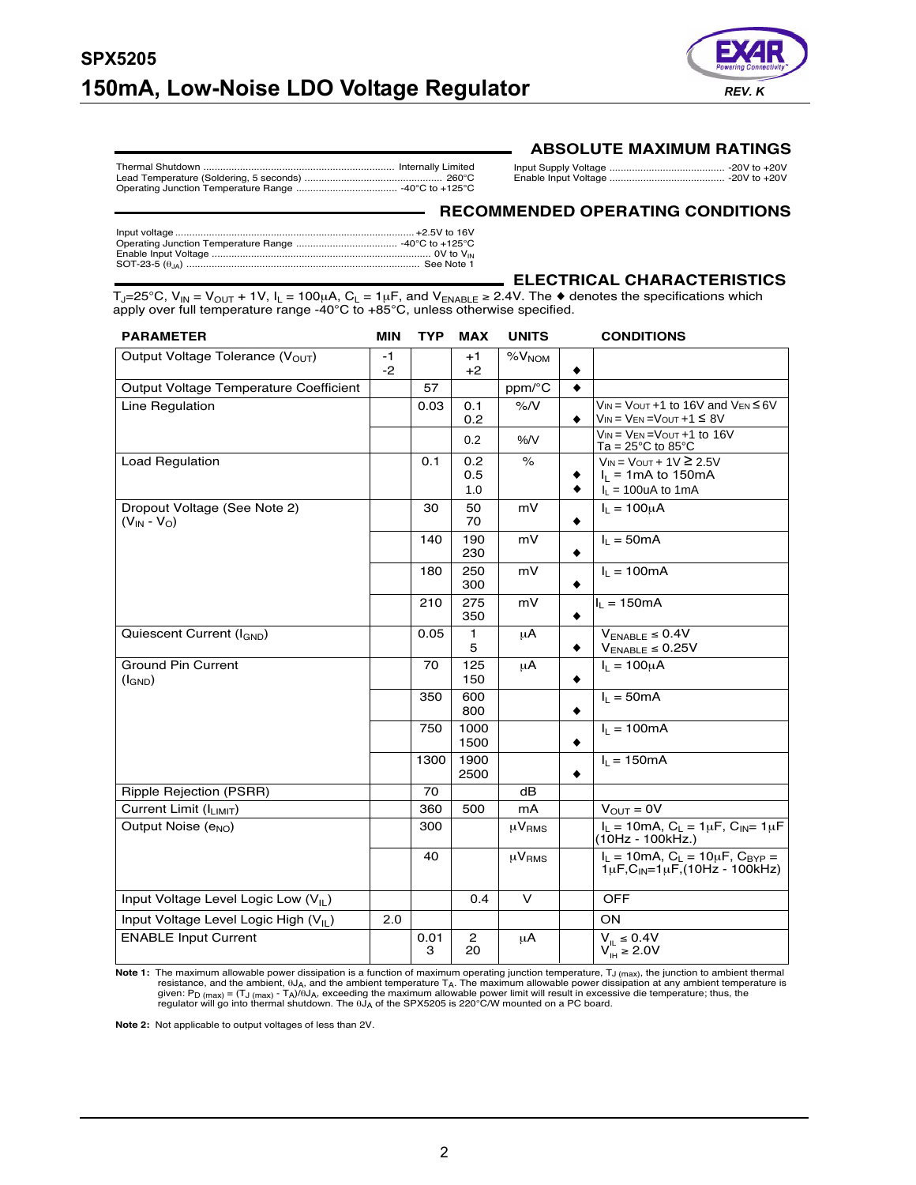## ABSOLUTE MAXIMUM RATINGS

Thermal Shutdown ........................................ Internally Limited
Lead Temperature (Soldering, 5 seconds) ........................ 260°C
Operating Junction Temperature Range .................... -40°C to +125°C
Input Supply Voltage ........................................ -20V to +20V
Enable Input Voltage ........................................ -20V to +20V

## RECOMMENDED OPERATING CONDITIONS

Input voltage ........................................ +2.5V to 16V
Operating Junction Temperature Range .................... -40°C to +125°C
Enable Input Voltage ........................................ 0V to $V_{IN}$
SOT-23-5 ($\theta_{JA}$) ........................................ See Note 1

## ELECTRICAL CHARACTERISTICS

$T_J$=25°C, $V_{IN}$ = $V_{OUT}$ + 1V, $I_L$ = 100µA, $C_L$ = 1µF, and $V_{ENABLE}$ ≥ 2.4V. The ◆ denotes the specifications which apply over full temperature range -40°C to +85°C, unless otherwise specified.

| PARAMETER | MIN | TYP | MAX | UNITS | | CONDITIONS |
|---|---|---|---|---|---|---|
| Output Voltage Tolerance ($V_{OUT}$) | -1<br>-2 | | +1<br>+2 | $\%V_{NOM}$ | ◆ | |
| Output Voltage Temperature Coefficient | | 57 | | ppm/°C | ◆ | |
| Line Regulation | | 0.03 | 0.1<br>0.2 | %/V | ◆ | $V_{IN}$ = $V_{OUT}$ +1 to 16V and $V_{EN}$ ≤ 6V<br>$V_{IN}$ = $V_{EN}$ = $V_{OUT}$ +1 ≤ 8V |
| | | | 0.2 | %/V | | $V_{IN}$ = $V_{EN}$ = $V_{OUT}$ +1 to 16V<br>Ta = 25°C to 85°C |
| Load Regulation | | 0.1 | 0.2<br>0.5<br>1.0 | % | ◆<br>◆ | $V_{IN}$ = $V_{OUT}$ + 1V ≥ 2.5V<br>$I_L$ = 1mA to 150mA<br>$I_L$ = 100uA to 1mA |
| Dropout Voltage (See Note 2)<br>($V_{IN}$ - $V_O$) | | 30 | 50<br>70 | mV | ◆ | $I_L$ = 100µA |
| | | 140 | 190<br>230 | mV | ◆ | $I_L$ = 50mA |
| | | 180 | 250<br>300 | mV | ◆ | $I_L$ = 100mA |
| | | 210 | 275<br>350 | mV | ◆ | $I_L$ = 150mA |
| Quiescent Current ($I_{GND}$) | | 0.05 | 1<br>5 | µA | ◆ | $V_{ENABLE}$ ≤ 0.4V<br>$V_{ENABLE}$ ≤ 0.25V |
| Ground Pin Current<br>($I_{GND}$) | | 70 | 125<br>150 | µA | ◆ | $I_L$ = 100µA |
| | | 350 | 600<br>800 | | ◆ | $I_L$ = 50mA |
| | | 750 | 1000<br>1500 | | ◆ | $I_L$ = 100mA |
| | | 1300 | 1900<br>2500 | | ◆ | $I_L$ = 150mA |
| Ripple Rejection (PSRR) | | 70 | | dB | | |
| Current Limit ($I_{LIMIT}$) | | 360 | 500 | mA | | $V_{OUT}$ = 0V |
| Output Noise ($e_{NO}$) | | 300 | | $\mu V_{RMS}$ | | $I_L$ = 10mA, $C_L$ = 1µF, $C_{IN}$= 1µF (10Hz - 100kHz.) |
| | | 40 | | $\mu V_{RMS}$ | | $I_L$ = 10mA, $C_L$ = 10µF, $C_{BYP}$ = 1µF, $C_{IN}$=1µF,(10Hz - 100kHz) |
| Input Voltage Level Logic Low ($V_{IL}$) | | | 0.4 | V | | OFF |
| Input Voltage Level Logic High ($V_{IL}$) | 2.0 | | | | | ON |
| ENABLE Input Current | | 0.01<br>3 | 2<br>20 | µA | | $V_{IL}$ ≤ 0.4V<br>$V_{IH}$ ≥ 2.0V |

**Note 1:** The maximum allowable power dissipation is a function of maximum operating junction temperature, $T_{J\,(max)}$, the junction to ambient thermal resistance, and the ambient, $\theta J_A$, and the ambient temperature $T_A$. The maximum allowable power dissipation at any ambient temperature is given: $P_{D\,(max)} = (T_{J\,(max)} - T_A)/\theta J_A$, exceeding the maximum allowable power limit will result in excessive die temperature; thus, the regulator will go into thermal shutdown. The $\theta J_A$ of the SPX5205 is 220°C/W mounted on a PC board.

**Note 2:** Not applicable to output voltages of less than 2V.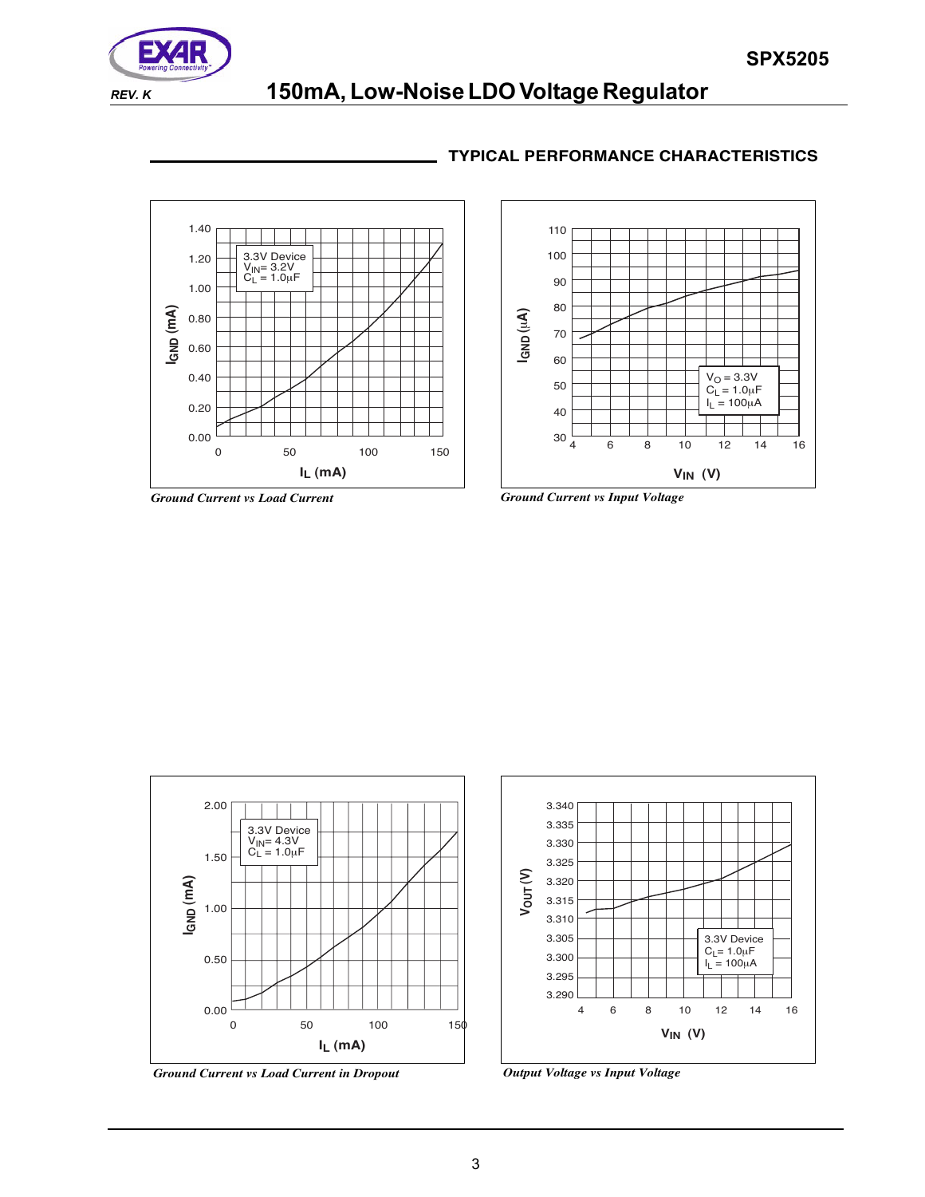## TYPICAL PERFORMANCE CHARACTERISTICS

*Ground Current vs Load Current*

*Ground Current vs Input Voltage*

*Ground Current vs Load Current in Dropout*

*Output Voltage vs Input Voltage*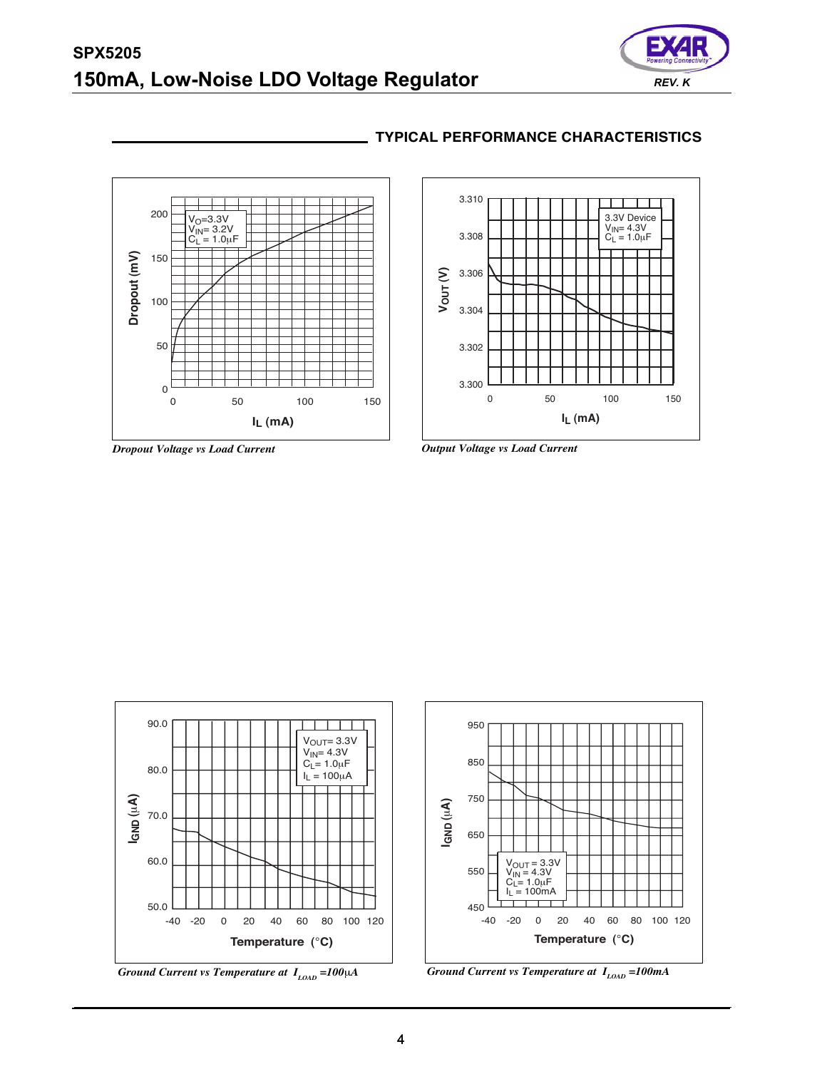## TYPICAL PERFORMANCE CHARACTERISTICS

*Dropout Voltage vs Load Current*

*Output Voltage vs Load Current*

*Ground Current vs Temperature at $I_{LOAD}$ =100μA*

*Ground Current vs Temperature at $I_{LOAD}$ =100mA*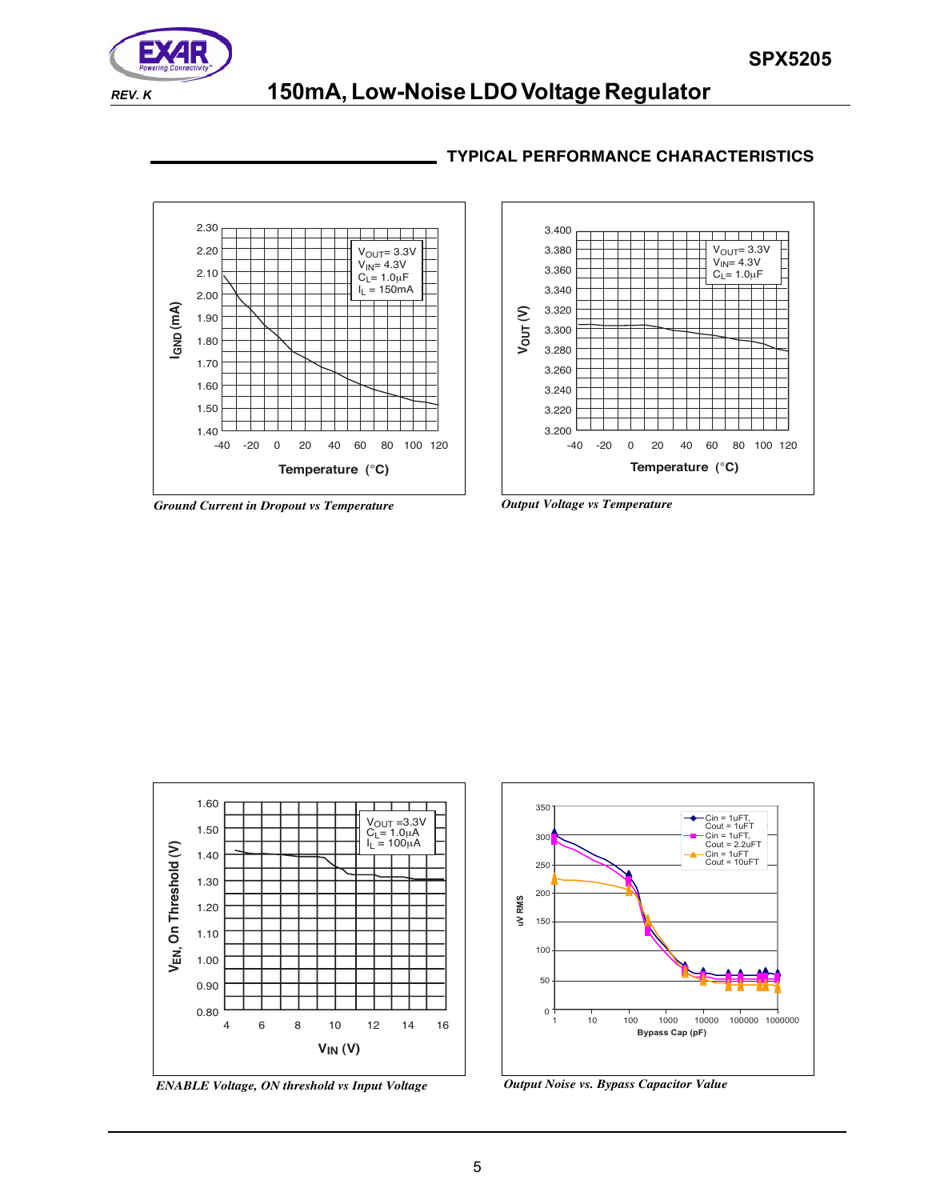## TYPICAL PERFORMANCE CHARACTERISTICS

*Ground Current in Dropout vs Temperature*

*Output Voltage vs Temperature*

*ENABLE Voltage, ON threshold vs Input Voltage*

*Output Noise vs. Bypass Capacitor Value*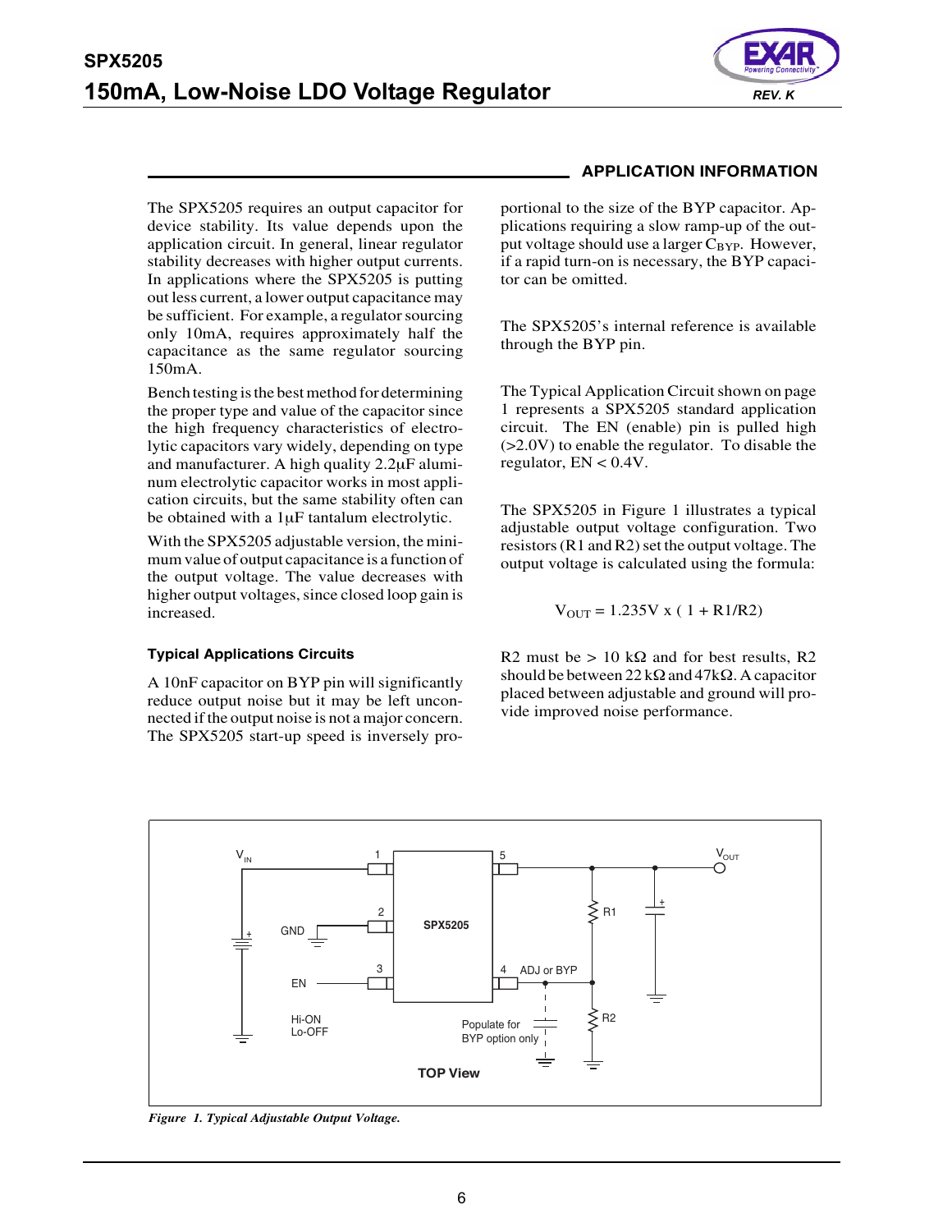## APPLICATION INFORMATION

The SPX5205 requires an output capacitor for device stability. Its value depends upon the application circuit. In general, linear regulator stability decreases with higher output currents. In applications where the SPX5205 is putting out less current, a lower output capacitance may be sufficient. For example, a regulator sourcing only 10mA, requires approximately half the capacitance as the same regulator sourcing 150mA.

Bench testing is the best method for determining the proper type and value of the capacitor since the high frequency characteristics of electrolytic capacitors vary widely, depending on type and manufacturer. A high quality 2.2µF aluminum electrolytic capacitor works in most application circuits, but the same stability often can be obtained with a 1µF tantalum electrolytic.

With the SPX5205 adjustable version, the minimum value of output capacitance is a function of the output voltage. The value decreases with higher output voltages, since closed loop gain is increased.

### Typical Applications Circuits

A 10nF capacitor on BYP pin will significantly reduce output noise but it may be left unconnected if the output noise is not a major concern. The SPX5205 start-up speed is inversely proportional to the size of the BYP capacitor. Applications requiring a slow ramp-up of the output voltage should use a larger $C_{BYP}$. However, if a rapid turn-on is necessary, the BYP capacitor can be omitted.

The SPX5205's internal reference is available through the BYP pin.

The Typical Application Circuit shown on page 1 represents a SPX5205 standard application circuit. The EN (enable) pin is pulled high (>2.0V) to enable the regulator. To disable the regulator, EN < 0.4V.

The SPX5205 in Figure 1 illustrates a typical adjustable output voltage configuration. Two resistors (R1 and R2) set the output voltage. The output voltage is calculated using the formula:

$$V_{OUT} = 1.235V \times (1 + R1/R2)$$

R2 must be > 10 kΩ and for best results, R2 should be between 22 kΩ and 47kΩ. A capacitor placed between adjustable and ground will provide improved noise performance.

*Figure 1. Typical Adjustable Output Voltage.*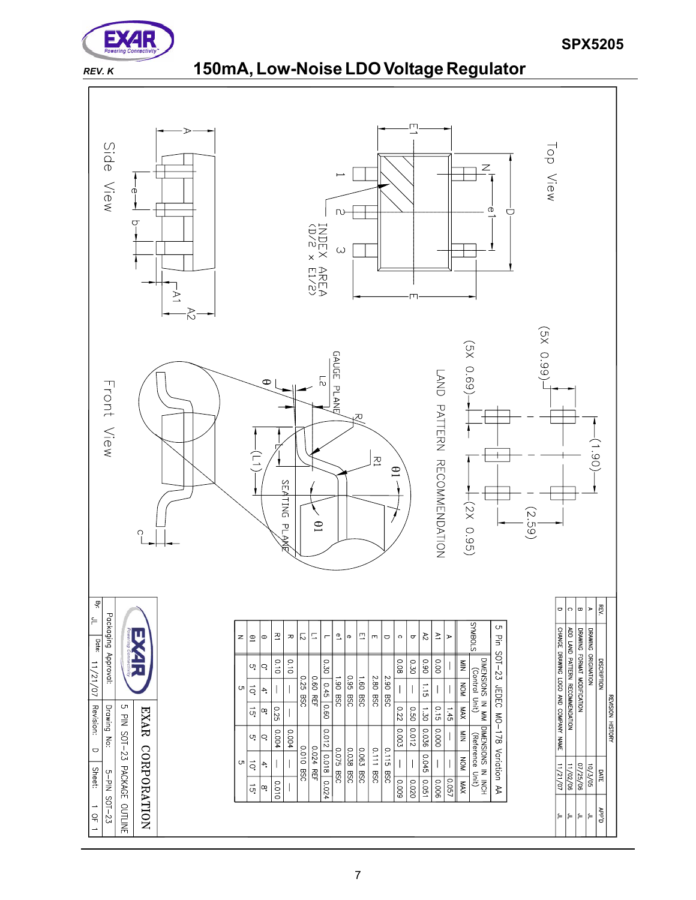## 5 Pin SOT-23 JEDEC MO-178 Variation AA

| SYMBOLS | DIMENSIONS IN MM (Control Unit) | | | DIMENSIONS IN INCH (Reference Unit) | | |
|---|---|---|---|---|---|---|
| | MIN | NOM | MAX | MIN | NOM | MAX |
| A | — | — | 1.45 | — | — | 0.057 |
| A1 | 0.00 | — | 0.15 | 0.000 | — | 0.006 |
| A2 | 0.90 | 1.15 | 1.30 | 0.036 | 0.045 | 0.051 |
| b | 0.30 | — | 0.50 | 0.012 | — | 0.020 |
| c | 0.08 | — | 0.22 | 0.003 | — | 0.009 |
| D | 2.90 BSC | | | 0.115 BSC | | |
| E | 2.80 BSC | | | 0.111 BSC | | |
| E1 | 1.60 BSC | | | 0.063 BSC | | |
| e | 0.95 BSC | | | 0.038 BSC | | |
| e1 | 1.90 BSC | | | 0.075 BSC | | |
| L | 0.30 | 0.45 | 0.60 | 0.012 | 0.018 | 0.024 |
| L1 | 0.60 REF | | | 0.024 REF | | |
| L2 | 0.25 BSC | | | 0.010 BSC | | |
| R | 0.10 | — | — | 0.004 | — | — |
| R1 | 0.10 | — | 0.25 | 0.004 | — | 0.010 |
| θ | 0° | 4° | 8° | 0° | 4° | 8° |
| θ1 | 5° | 10° | 15° | 5° | 10° | 15° |
| N | 5 | | | 5 | | |

Top View

Side View

Front View

LAND PATTERN RECOMMENDATION

(5X 0.99) (5X 0.69) (1.90) (2.59) (2X 0.95)

INDEX AREA (D/2 x E1/2)

GAUGE PLANE

SEATING PLANE

### REVISION HISTORY

| REV. | DESCRIPTION | DATE | APP'D |
|---|---|---|---|
| A | DRAWING ORIGINATION | 10/3/05 | JL |
| B | DRAWING FORMAT MODIFICATION | | JL |
| C | ADD LAND PATTERN RECOMMENDATION | 07/25/06 | JL |
| D | CHANGE DRAWING LOGO AND COMPANY NAME | 11/02/06 | JL |
| | | 11/21/07 | JL |

**EXAR CORPORATION**

5 PIN SOT-23 PACKAGE OUTLINE

| Packaging Approval: | Drawing No: 5-PIN SOT-23 |
|---|---|
| By: JL Date: 11/21/07 | Revision: D Sheet: 1 OF 1 |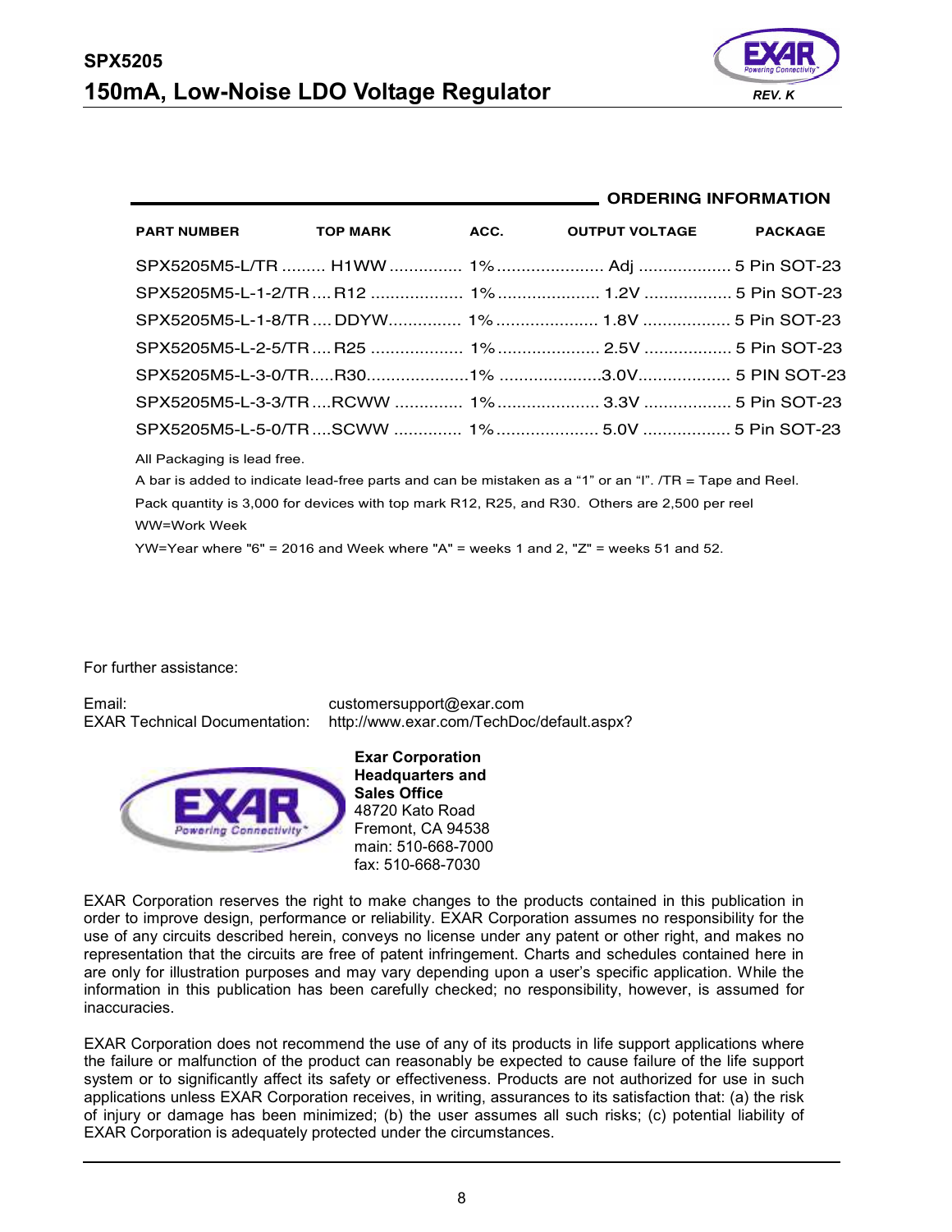## ORDERING INFORMATION

| PART NUMBER | TOP MARK | ACC. | OUTPUT VOLTAGE | PACKAGE |
|---|---|---|---|---|
| SPX5205M5-L/TR | H1WW | 1% | Adj | 5 Pin SOT-23 |
| SPX5205M5-L-1-2/TR | R12 | 1% | 1.2V | 5 Pin SOT-23 |
| SPX5205M5-L-1-8/TR | DDYW | 1% | 1.8V | 5 Pin SOT-23 |
| SPX5205M5-L-2-5/TR | R25 | 1% | 2.5V | 5 Pin SOT-23 |
| SPX5205M5-L-3-0/TR | R30 | 1% | 3.0V | 5 PIN SOT-23 |
| SPX5205M5-L-3-3/TR | RCWW | 1% | 3.3V | 5 Pin SOT-23 |
| SPX5205M5-L-5-0/TR | SCWW | 1% | 5.0V | 5 Pin SOT-23 |

All Packaging is lead free.

A bar is added to indicate lead-free parts and can be mistaken as a "1" or an "I". /TR = Tape and Reel.

Pack quantity is 3,000 for devices with top mark R12, R25, and R30. Others are 2,500 per reel

WW=Work Week

YW=Year where "6" = 2016 and Week where "A" = weeks 1 and 2, "Z" = weeks 51 and 52.

For further assistance:

Email: customersupport@exar.com
EXAR Technical Documentation: http://www.exar.com/TechDoc/default.aspx?

**Exar Corporation Headquarters and Sales Office**
48720 Kato Road
Fremont, CA 94538
main: 510-668-7000
fax: 510-668-7030

EXAR Corporation reserves the right to make changes to the products contained in this publication in order to improve design, performance or reliability. EXAR Corporation assumes no responsibility for the use of any circuits described herein, conveys no license under any patent or other right, and makes no representation that the circuits are free of patent infringement. Charts and schedules contained here in are only for illustration purposes and may vary depending upon a user's specific application. While the information in this publication has been carefully checked; no responsibility, however, is assumed for inaccuracies.

EXAR Corporation does not recommend the use of any of its products in life support applications where the failure or malfunction of the product can reasonably be expected to cause failure of the life support system or to significantly affect its safety or effectiveness. Products are not authorized for use in such applications unless EXAR Corporation receives, in writing, assurances to its satisfaction that: (a) the risk of injury or damage has been minimized; (b) the user assumes all such risks; (c) potential liability of EXAR Corporation is adequately protected under the circumstances.